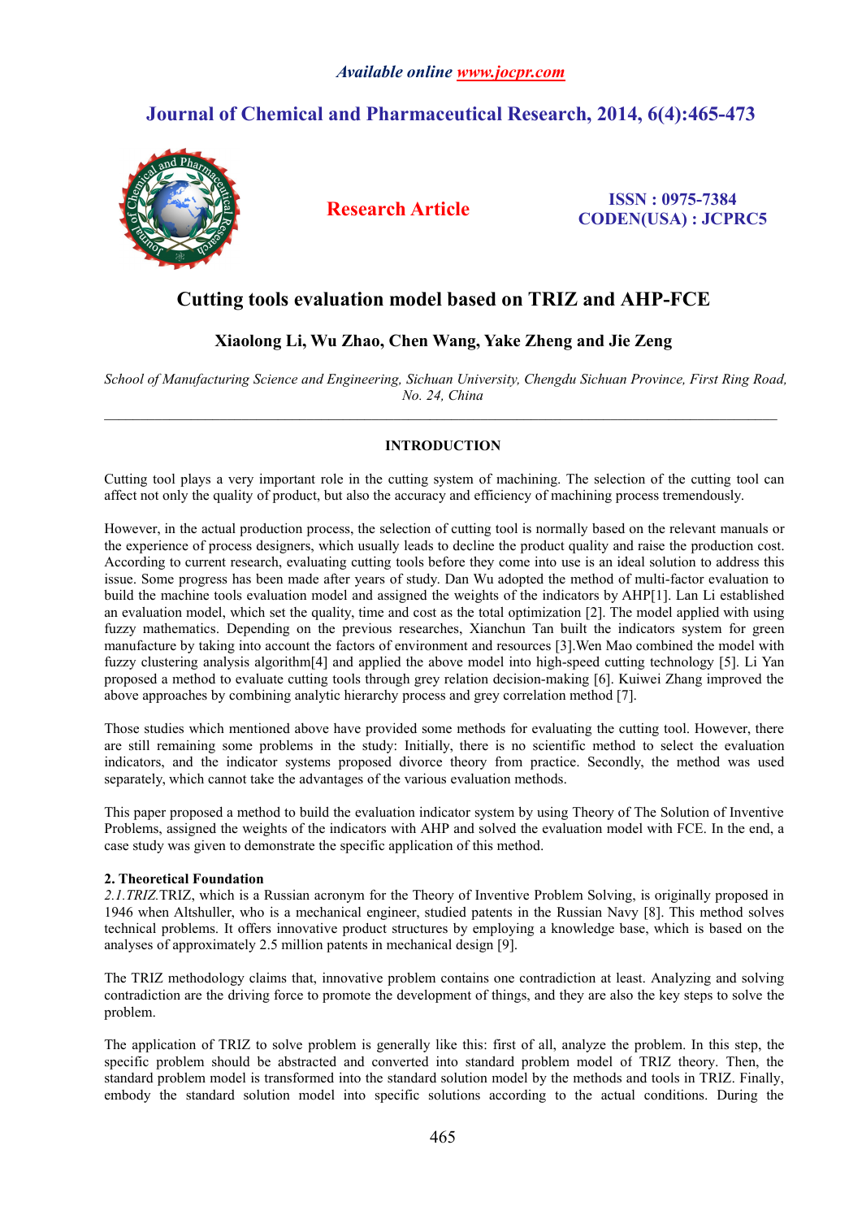# Cutting tools evaluation model based on TRIZ and AHP-FCE

**Xiaolong Li, Wu Zhao, Chen Wang, Yake Zheng and Jie Zeng**

*School of Manufacturing Science and Engineering, Sichuan University, Chengdu Sichuan Province, First Ring Road, No. 24, China*

---

## INTRODUCTION

Cutting tool plays a very important role in the cutting system of machining. The selection of the cutting tool can affect not only the quality of product, but also the accuracy and efficiency of machining process tremendously.

However, in the actual production process, the selection of cutting tool is normally based on the relevant manuals or the experience of process designers, which usually leads to decline the product quality and raise the production cost. According to current research, evaluating cutting tools before they come into use is an ideal solution to address this issue. Some progress has been made after years of study. Dan Wu adopted the method of multi-factor evaluation to build the machine tools evaluation model and assigned the weights of the indicators by AHP[1]. Lan Li established an evaluation model, which set the quality, time and cost as the total optimization [2]. The model applied with using fuzzy mathematics. Depending on the previous researches, Xianchun Tan built the indicators system for green manufacture by taking into account the factors of environment and resources [3].Wen Mao combined the model with fuzzy clustering analysis algorithm[4] and applied the above model into high-speed cutting technology [5]. Li Yan proposed a method to evaluate cutting tools through grey relation decision-making [6]. Kuiwei Zhang improved the above approaches by combining analytic hierarchy process and grey correlation method [7].

Those studies which mentioned above have provided some methods for evaluating the cutting tool. However, there are still remaining some problems in the study: Initially, there is no scientific method to select the evaluation indicators, and the indicator systems proposed divorce theory from practice. Secondly, the method was used separately, which cannot take the advantages of the various evaluation methods.

This paper proposed a method to build the evaluation indicator system by using Theory of The Solution of Inventive Problems, assigned the weights of the indicators with AHP and solved the evaluation model with FCE. In the end, a case study was given to demonstrate the specific application of this method.

## 2. Theoretical Foundation

*2.1.TRIZ.*TRIZ, which is a Russian acronym for the Theory of Inventive Problem Solving, is originally proposed in 1946 when Altshuller, who is a mechanical engineer, studied patents in the Russian Navy [8]. This method solves technical problems. It offers innovative product structures by employing a knowledge base, which is based on the analyses of approximately 2.5 million patents in mechanical design [9].

The TRIZ methodology claims that, innovative problem contains one contradiction at least. Analyzing and solving contradiction are the driving force to promote the development of things, and they are also the key steps to solve the problem.

The application of TRIZ to solve problem is generally like this: first of all, analyze the problem. In this step, the specific problem should be abstracted and converted into standard problem model of TRIZ theory. Then, the standard problem model is transformed into the standard solution model by the methods and tools in TRIZ. Finally, embody the standard solution model into specific solutions according to the actual conditions. During the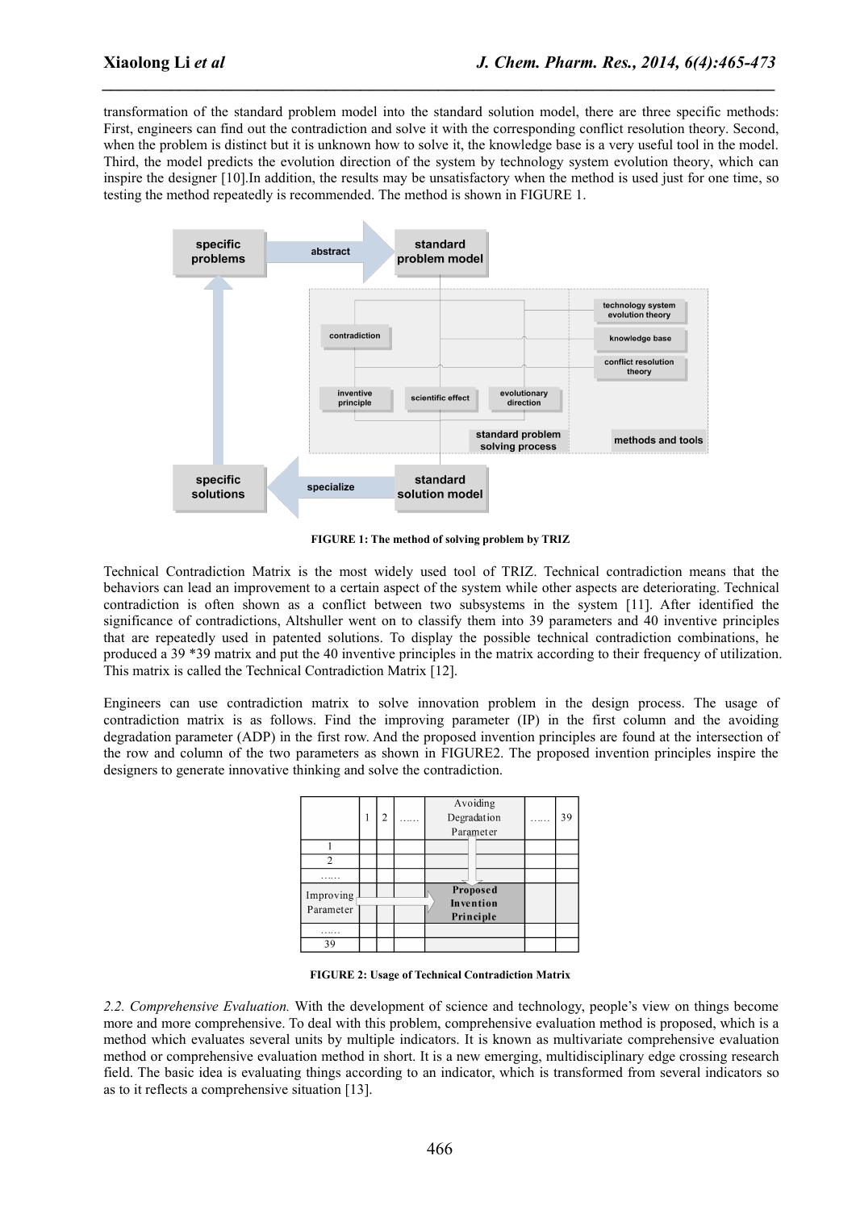transformation of the standard problem model into the standard solution model, there are three specific methods: First, engineers can find out the contradiction and solve it with the corresponding conflict resolution theory. Second, when the problem is distinct but it is unknown how to solve it, the knowledge base is a very useful tool in the model. Third, the model predicts the evolution direction of the system by technology system evolution theory, which can inspire the designer [10].In addition, the results may be unsatisfactory when the method is used just for one time, so testing the method repeatedly is recommended. The method is shown in FIGURE 1.

**FIGURE 1: The method of solving problem by TRIZ**

Technical Contradiction Matrix is the most widely used tool of TRIZ. Technical contradiction means that the behaviors can lead an improvement to a certain aspect of the system while other aspects are deteriorating. Technical contradiction is often shown as a conflict between two subsystems in the system [11]. After identified the significance of contradictions, Altshuller went on to classify them into 39 parameters and 40 inventive principles that are repeatedly used in patented solutions. To display the possible technical contradiction combinations, he produced a 39 *39 matrix and put the 40 inventive principles in the matrix according to their frequency of utilization. This matrix is called the Technical Contradiction Matrix [12].

Engineers can use contradiction matrix to solve innovation problem in the design process. The usage of contradiction matrix is as follows. Find the improving parameter (IP) in the first column and the avoiding degradation parameter (ADP) in the first row. And the proposed invention principles are found at the intersection of the row and column of the two parameters as shown in FIGURE2. The proposed invention principles inspire the designers to generate innovative thinking and solve the contradiction.

| | 1 | 2 | …… | Avoiding Degradation Parameter | …… | 39 |
|---|---|---|---|---|---|---|
| 1 | | | | | | |
| 2 | | | | | | |
| …… | | | | | | |
| Improving Parameter | | | | **Proposed Invention Principle** | | |
| …… | | | | | | |
| 39 | | | | | | |

**FIGURE 2: Usage of Technical Contradiction Matrix**

*2.2. Comprehensive Evaluation.* With the development of science and technology, people's view on things become more and more comprehensive. To deal with this problem, comprehensive evaluation method is proposed, which is a method which evaluates several units by multiple indicators. It is known as multivariate comprehensive evaluation method or comprehensive evaluation method in short. It is a new emerging, multidisciplinary edge crossing research field. The basic idea is evaluating things according to an indicator, which is transformed from several indicators so as to it reflects a comprehensive situation [13].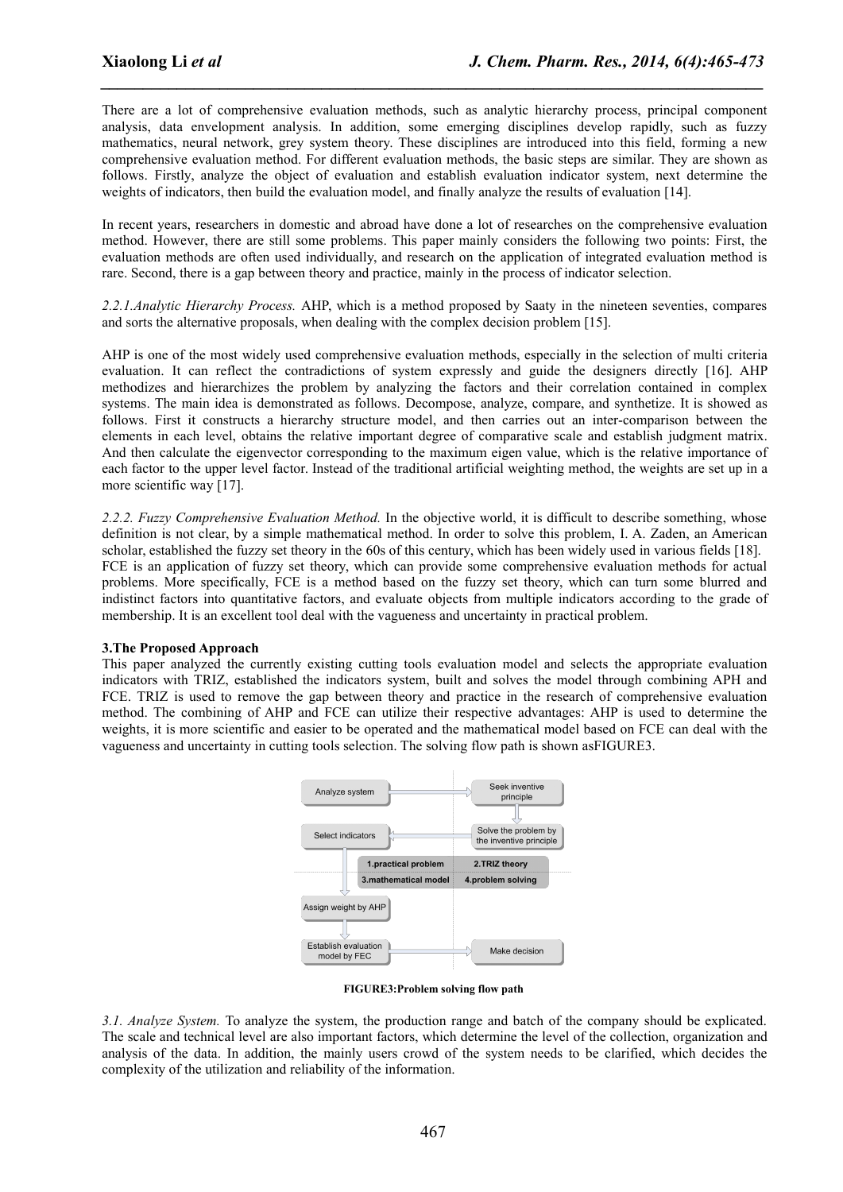There are a lot of comprehensive evaluation methods, such as analytic hierarchy process, principal component analysis, data envelopment analysis. In addition, some emerging disciplines develop rapidly, such as fuzzy mathematics, neural network, grey system theory. These disciplines are introduced into this field, forming a new comprehensive evaluation method. For different evaluation methods, the basic steps are similar. They are shown as follows. Firstly, analyze the object of evaluation and establish evaluation indicator system, next determine the weights of indicators, then build the evaluation model, and finally analyze the results of evaluation [14].

In recent years, researchers in domestic and abroad have done a lot of researches on the comprehensive evaluation method. However, there are still some problems. This paper mainly considers the following two points: First, the evaluation methods are often used individually, and research on the application of integrated evaluation method is rare. Second, there is a gap between theory and practice, mainly in the process of indicator selection.

*2.2.1.Analytic Hierarchy Process.* AHP, which is a method proposed by Saaty in the nineteen seventies, compares and sorts the alternative proposals, when dealing with the complex decision problem [15].

AHP is one of the most widely used comprehensive evaluation methods, especially in the selection of multi criteria evaluation. It can reflect the contradictions of system expressly and guide the designers directly [16]. AHP methodizes and hierarchizes the problem by analyzing the factors and their correlation contained in complex systems. The main idea is demonstrated as follows. Decompose, analyze, compare, and synthetize. It is showed as follows. First it constructs a hierarchy structure model, and then carries out an inter-comparison between the elements in each level, obtains the relative important degree of comparative scale and establish judgment matrix. And then calculate the eigenvector corresponding to the maximum eigen value, which is the relative importance of each factor to the upper level factor. Instead of the traditional artificial weighting method, the weights are set up in a more scientific way [17].

*2.2.2. Fuzzy Comprehensive Evaluation Method.* In the objective world, it is difficult to describe something, whose definition is not clear, by a simple mathematical method. In order to solve this problem, I. A. Zaden, an American scholar, established the fuzzy set theory in the 60s of this century, which has been widely used in various fields [18].
FCE is an application of fuzzy set theory, which can provide some comprehensive evaluation methods for actual problems. More specifically, FCE is a method based on the fuzzy set theory, which can turn some blurred and indistinct factors into quantitative factors, and evaluate objects from multiple indicators according to the grade of membership. It is an excellent tool deal with the vagueness and uncertainty in practical problem.

**3.The Proposed Approach**

This paper analyzed the currently existing cutting tools evaluation model and selects the appropriate evaluation indicators with TRIZ, established the indicators system, built and solves the model through combining APH and FCE. TRIZ is used to remove the gap between theory and practice in the research of comprehensive evaluation method. The combining of AHP and FCE can utilize their respective advantages: AHP is used to determine the weights, it is more scientific and easier to be operated and the mathematical model based on FCE can deal with the vagueness and uncertainty in cutting tools selection. The solving flow path is shown asFIGURE3.

Analyze system → Seek inventive principle → Solve the problem by the inventive principle → Select indicators → Assign weight by AHP → Establish evaluation model by FEC → Make decision

1.practical problem | 2.TRIZ theory | 3.mathematical model | 4.problem solving

**FIGURE3:Problem solving flow path**

*3.1. Analyze System.* To analyze the system, the production range and batch of the company should be explicated. The scale and technical level are also important factors, which determine the level of the collection, organization and analysis of the data. In addition, the mainly users crowd of the system needs to be clarified, which decides the complexity of the utilization and reliability of the information.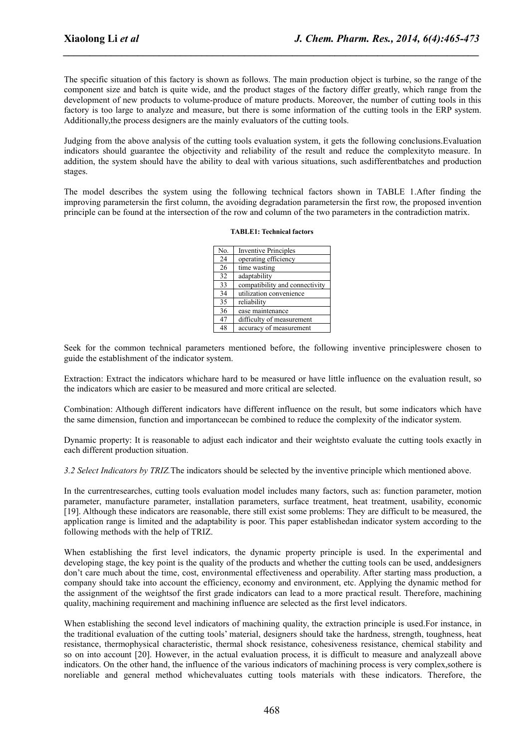The specific situation of this factory is shown as follows. The main production object is turbine, so the range of the component size and batch is quite wide, and the product stages of the factory differ greatly, which range from the development of new products to volume-produce of mature products. Moreover, the number of cutting tools in this factory is too large to analyze and measure, but there is some information of the cutting tools in the ERP system. Additionally,the process designers are the mainly evaluators of the cutting tools.

Judging from the above analysis of the cutting tools evaluation system, it gets the following conclusions.Evaluation indicators should guarantee the objectivity and reliability of the result and reduce the complexityto measure. In addition, the system should have the ability to deal with various situations, such asdifferentbatches and production stages.

The model describes the system using the following technical factors shown in TABLE 1.After finding the improving parametersin the first column, the avoiding degradation parametersin the first row, the proposed invention principle can be found at the intersection of the row and column of the two parameters in the contradiction matrix.

**TABLE1: Technical factors**

| No. | Inventive Principles |
|---|---|
| 24 | operating efficiency |
| 26 | time wasting |
| 32 | adaptability |
| 33 | compatibility and connectivity |
| 34 | utilization convenience |
| 35 | reliability |
| 36 | ease maintenance |
| 47 | difficulty of measurement |
| 48 | accuracy of measurement |

Seek for the common technical parameters mentioned before, the following inventive principleswere chosen to guide the establishment of the indicator system.

Extraction: Extract the indicators whichare hard to be measured or have little influence on the evaluation result, so the indicators which are easier to be measured and more critical are selected.

Combination: Although different indicators have different influence on the result, but some indicators which have the same dimension, function and importancecan be combined to reduce the complexity of the indicator system.

Dynamic property: It is reasonable to adjust each indicator and their weightsto evaluate the cutting tools exactly in each different production situation.

*3.2 Select Indicators by TRIZ.*The indicators should be selected by the inventive principle which mentioned above.

In the currentresearches, cutting tools evaluation model includes many factors, such as: function parameter, motion parameter, manufacture parameter, installation parameters, surface treatment, heat treatment, usability, economic [19]. Although these indicators are reasonable, there still exist some problems: They are difficult to be measured, the application range is limited and the adaptability is poor. This paper establishedan indicator system according to the following methods with the help of TRIZ.

When establishing the first level indicators, the dynamic property principle is used. In the experimental and developing stage, the key point is the quality of the products and whether the cutting tools can be used, anddesigners don't care much about the time, cost, environmental effectiveness and operability. After starting mass production, a company should take into account the efficiency, economy and environment, etc. Applying the dynamic method for the assignment of the weightsof the first grade indicators can lead to a more practical result. Therefore, machining quality, machining requirement and machining influence are selected as the first level indicators.

When establishing the second level indicators of machining quality, the extraction principle is used.For instance, in the traditional evaluation of the cutting tools' material, designers should take the hardness, strength, toughness, heat resistance, thermophysical characteristic, thermal shock resistance, cohesiveness resistance, chemical stability and so on into account [20]. However, in the actual evaluation process, it is difficult to measure and analyzeall above indicators. On the other hand, the influence of the various indicators of machining process is very complex,sothere is noreliable and general method whichevaluates cutting tools materials with these indicators. Therefore, the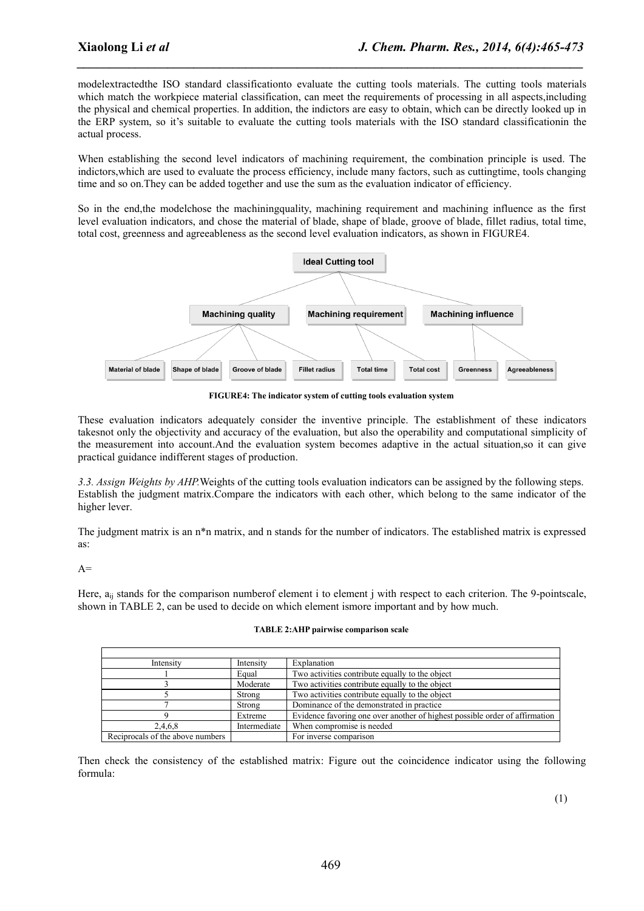modelextractedthe ISO standard classificationto evaluate the cutting tools materials. The cutting tools materials which match the workpiece material classification, can meet the requirements of processing in all aspects,including the physical and chemical properties. In addition, the indictors are easy to obtain, which can be directly looked up in the ERP system, so it's suitable to evaluate the cutting tools materials with the ISO standard classificationin the actual process.

When establishing the second level indicators of machining requirement, the combination principle is used. The indictors,which are used to evaluate the process efficiency, include many factors, such as cuttingtime, tools changing time and so on.They can be added together and use the sum as the evaluation indicator of efficiency.

So in the end,the modelchose the machiningquality, machining requirement and machining influence as the first level evaluation indicators, and chose the material of blade, shape of blade, groove of blade, fillet radius, total time, total cost, greenness and agreeableness as the second level evaluation indicators, as shown in FIGURE4.

**FIGURE4: The indicator system of cutting tools evaluation system**

These evaluation indicators adequately consider the inventive principle. The establishment of these indicators takesnot only the objectivity and accuracy of the evaluation, but also the operability and computational simplicity of the measurement into account.And the evaluation system becomes adaptive in the actual situation,so it can give practical guidance indifferent stages of production.

*3.3. Assign Weights by AHP.*Weights of the cutting tools evaluation indicators can be assigned by the following steps. Establish the judgment matrix.Compare the indicators with each other, which belong to the same indicator of the higher lever.

The judgment matrix is an n*n matrix, and n stands for the number of indicators. The established matrix is expressed as:

A=

Here, $a_{ij}$ stands for the comparison numberof element i to element j with respect to each criterion. The 9-pointscale, shown in TABLE 2, can be used to decide on which element ismore important and by how much.

**TABLE 2:AHP pairwise comparison scale**

| Intensity | Intensity | Explanation |
|---|---|---|
| 1 | Equal | Two activities contribute equally to the object |
| 3 | Moderate | Two activities contribute equally to the object |
| 5 | Strong | Two activities contribute equally to the object |
| 7 | Strong | Dominance of the demonstrated in practice |
| 9 | Extreme | Evidence favoring one over another of highest possible order of affirmation |
| 2,4,6,8 | Intermediate | When compromise is needed |
| Reciprocals of the above numbers | | For inverse comparison |

Then check the consistency of the established matrix: Figure out the coincidence indicator using the following formula:

(1)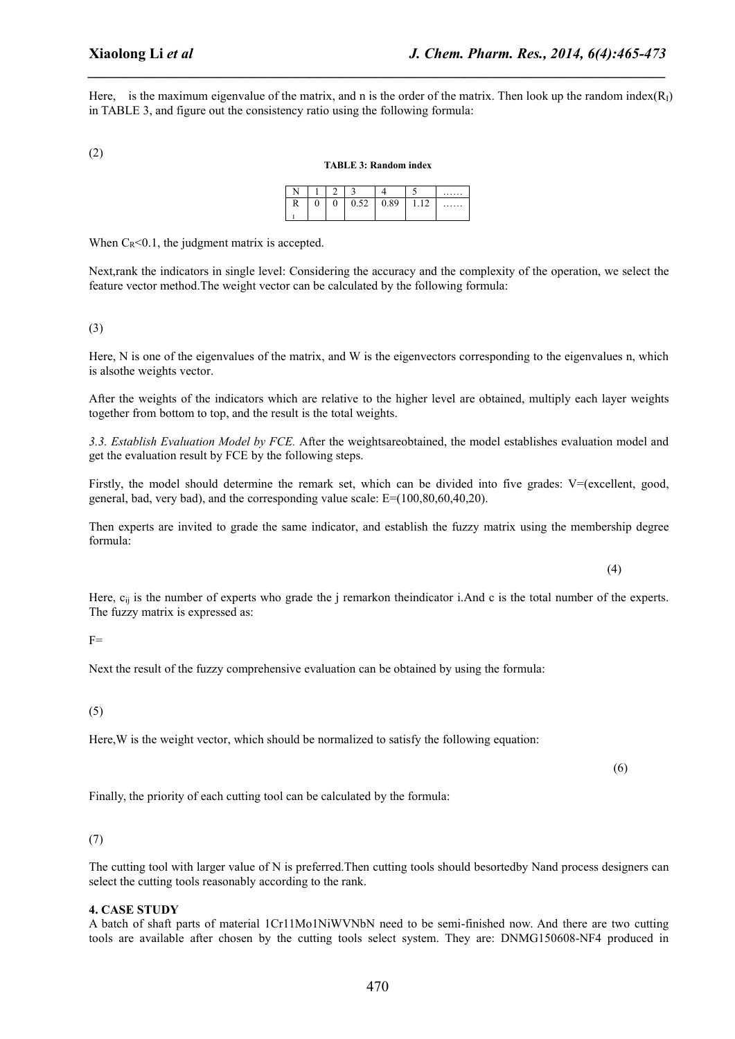Here, is the maximum eigenvalue of the matrix, and n is the order of the matrix. Then look up the random index($R_I$) in TABLE 3, and figure out the consistency ratio using the following formula:

(2)

**TABLE 3: Random index**

| N | 1 | 2 | 3 | 4 | 5 | …… |
|---|---|---|---|---|---|---|
| $R_I$ | 0 | 0 | 0.52 | 0.89 | 1.12 | …… |

When $C_R$<0.1, the judgment matrix is accepted.

Next,rank the indicators in single level: Considering the accuracy and the complexity of the operation, we select the feature vector method.The weight vector can be calculated by the following formula:

(3)

Here, N is one of the eigenvalues of the matrix, and W is the eigenvectors corresponding to the eigenvalues n, which is alsothe weights vector.

After the weights of the indicators which are relative to the higher level are obtained, multiply each layer weights together from bottom to top, and the result is the total weights.

*3.3. Establish Evaluation Model by FCE.* After the weightsareobtained, the model establishes evaluation model and get the evaluation result by FCE by the following steps.

Firstly, the model should determine the remark set, which can be divided into five grades: V=(excellent, good, general, bad, very bad), and the corresponding value scale: E=(100,80,60,40,20).

Then experts are invited to grade the same indicator, and establish the fuzzy matrix using the membership degree formula:

(4)

Here, $c_{ij}$ is the number of experts who grade the j remarkon theindicator i.And c is the total number of the experts. The fuzzy matrix is expressed as:

F=

Next the result of the fuzzy comprehensive evaluation can be obtained by using the formula:

(5)

Here,W is the weight vector, which should be normalized to satisfy the following equation:

(6)

Finally, the priority of each cutting tool can be calculated by the formula:

(7)

The cutting tool with larger value of N is preferred.Then cutting tools should besortedby Nand process designers can select the cutting tools reasonably according to the rank.

### 4. CASE STUDY

A batch of shaft parts of material 1Cr11Mo1NiWVNbN need to be semi-finished now. And there are two cutting tools are available after chosen by the cutting tools select system. They are: DNMG150608-NF4 produced in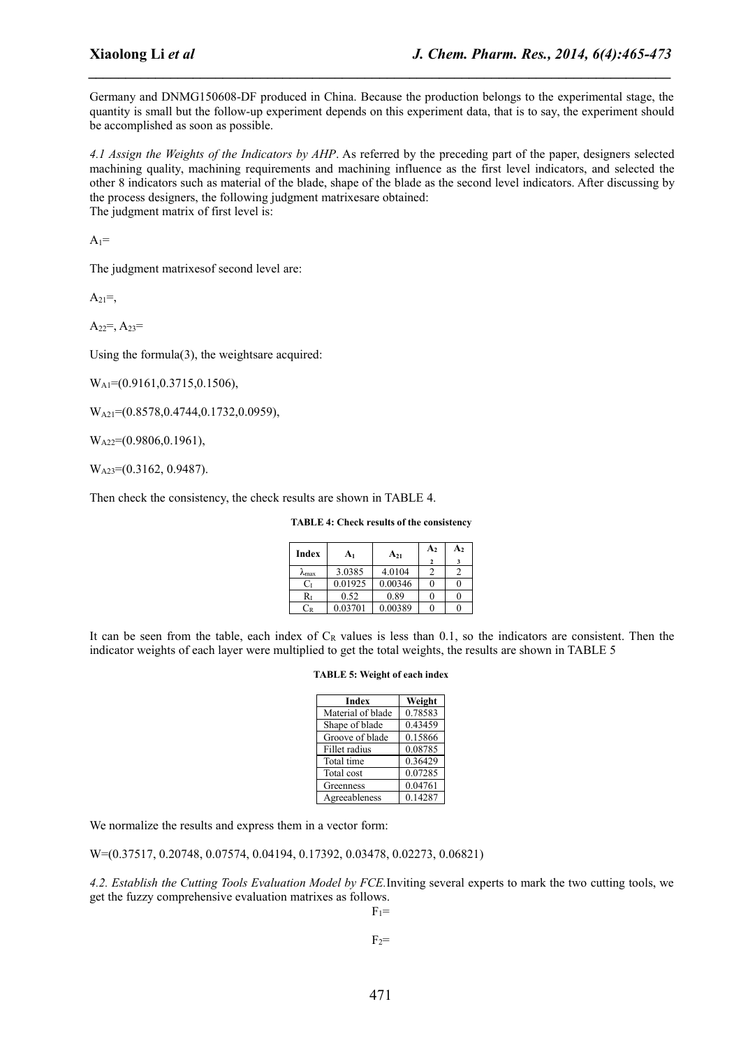Germany and DNMG150608-DF produced in China. Because the production belongs to the experimental stage, the quantity is small but the follow-up experiment depends on this experiment data, that is to say, the experiment should be accomplished as soon as possible.

*4.1 Assign the Weights of the Indicators by AHP*. As referred by the preceding part of the paper, designers selected machining quality, machining requirements and machining influence as the first level indicators, and selected the other 8 indicators such as material of the blade, shape of the blade as the second level indicators. After discussing by the process designers, the following judgment matrixesare obtained:
The judgment matrix of first level is:

$A_1$=

The judgment matrixesof second level are:

$A_{21}$=,

$A_{22}$=, $A_{23}$=

Using the formula(3), the weightsare acquired:

$W_{A1}$=(0.9161,0.3715,0.1506),

$W_{A21}$=(0.8578,0.4744,0.1732,0.0959),

$W_{A22}$=(0.9806,0.1961),

$W_{A23}$=(0.3162, 0.9487).

Then check the consistency, the check results are shown in TABLE 4.

**TABLE 4: Check results of the consistency**

| Index | $A_1$ | $A_{21}$ | $A_{22}$ | $A_{23}$ |
|---|---|---|---|---|
| $\lambda_{max}$ | 3.0385 | 4.0104 | 2 | 2 |
| $C_I$ | 0.01925 | 0.00346 | 0 | 0 |
| $R_I$ | 0.52 | 0.89 | 0 | 0 |
| $C_R$ | 0.03701 | 0.00389 | 0 | 0 |

It can be seen from the table, each index of $C_R$ values is less than 0.1, so the indicators are consistent. Then the indicator weights of each layer were multiplied to get the total weights, the results are shown in TABLE 5

**TABLE 5: Weight of each index**

| Index | Weight |
|---|---|
| Material of blade | 0.78583 |
| Shape of blade | 0.43459 |
| Groove of blade | 0.15866 |
| Fillet radius | 0.08785 |
| Total time | 0.36429 |
| Total cost | 0.07285 |
| Greenness | 0.04761 |
| Agreeableness | 0.14287 |

We normalize the results and express them in a vector form:

W=(0.37517, 0.20748, 0.07574, 0.04194, 0.17392, 0.03478, 0.02273, 0.06821)

*4.2. Establish the Cutting Tools Evaluation Model by FCE.*Inviting several experts to mark the two cutting tools, we get the fuzzy comprehensive evaluation matrixes as follows.

$F_1$=

$F_2$=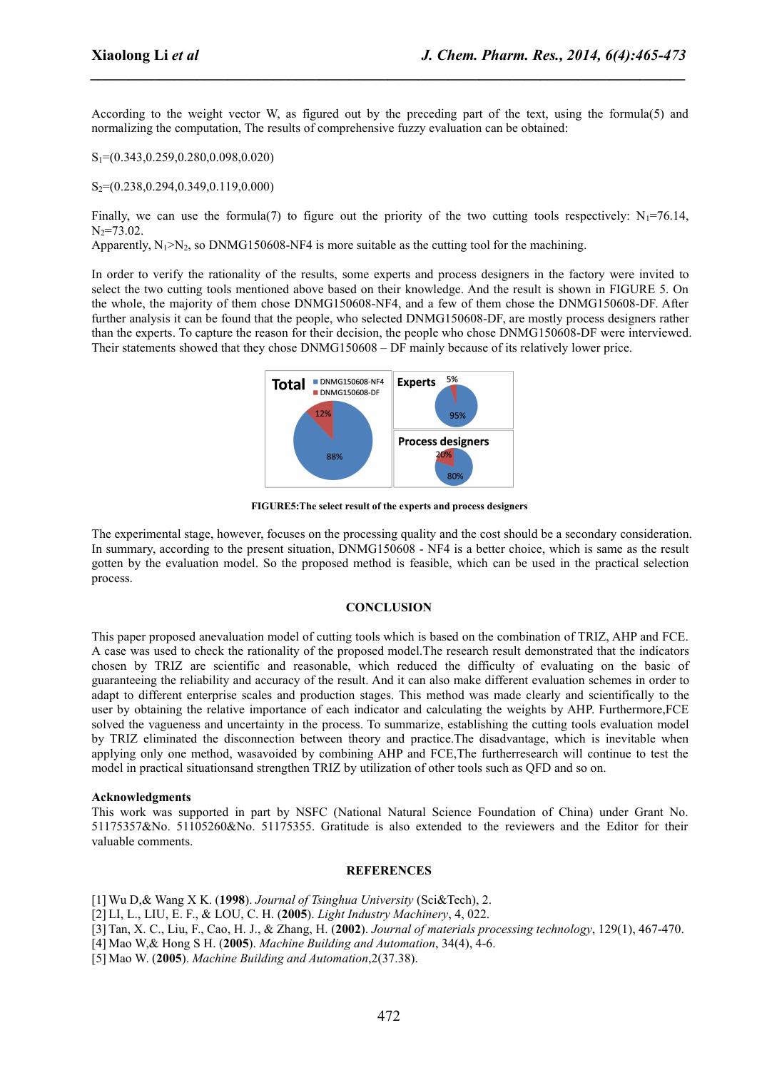According to the weight vector W, as figured out by the preceding part of the text, using the formula(5) and normalizing the computation, The results of comprehensive fuzzy evaluation can be obtained:

$S_1$=(0.343,0.259,0.280,0.098,0.020)

$S_2$=(0.238,0.294,0.349,0.119,0.000)

Finally, we can use the formula(7) to figure out the priority of the two cutting tools respectively: $N_1$=76.14, $N_2$=73.02.
Apparently, $N_1$>$N_2$, so DNMG150608-NF4 is more suitable as the cutting tool for the machining.

In order to verify the rationality of the results, some experts and process designers in the factory were invited to select the two cutting tools mentioned above based on their knowledge. And the result is shown in FIGURE 5. On the whole, the majority of them chose DNMG150608-NF4, and a few of them chose the DNMG150608-DF. After further analysis it can be found that the people, who selected DNMG150608-DF, are mostly process designers rather than the experts. To capture the reason for their decision, the people who chose DNMG150608-DF were interviewed. Their statements showed that they chose DNMG150608 – DF mainly because of its relatively lower price.

FIGURE5:The select result of the experts and process designers

The experimental stage, however, focuses on the processing quality and the cost should be a secondary consideration. In summary, according to the present situation, DNMG150608 - NF4 is a better choice, which is same as the result gotten by the evaluation model. So the proposed method is feasible, which can be used in the practical selection process.

## CONCLUSION

This paper proposed anevaluation model of cutting tools which is based on the combination of TRIZ, AHP and FCE. A case was used to check the rationality of the proposed model.The research result demonstrated that the indicators chosen by TRIZ are scientific and reasonable, which reduced the difficulty of evaluating on the basic of guaranteeing the reliability and accuracy of the result. And it can also make different evaluation schemes in order to adapt to different enterprise scales and production stages. This method was made clearly and scientifically to the user by obtaining the relative importance of each indicator and calculating the weights by AHP. Furthermore,FCE solved the vagueness and uncertainty in the process. To summarize, establishing the cutting tools evaluation model by TRIZ eliminated the disconnection between theory and practice.The disadvantage, which is inevitable when applying only one method, wasavoided by combining AHP and FCE,The furtherresearch will continue to test the model in practical situationsand strengthen TRIZ by utilization of other tools such as QFD and so on.

**Acknowledgments**

This work was supported in part by NSFC (National Natural Science Foundation of China) under Grant No. 51175357&No. 51105260&No. 51175355. Gratitude is also extended to the reviewers and the Editor for their valuable comments.

## REFERENCES

[1] Wu D,& Wang X K. (**1998**). *Journal of Tsinghua University* (Sci&Tech), 2.

[2] LI, L., LIU, E. F., & LOU, C. H. (**2005**). *Light Industry Machinery*, 4, 022.

[3] Tan, X. C., Liu, F., Cao, H. J., & Zhang, H. (**2002**). *Journal of materials processing technology*, 129(1), 467-470.

[4] Mao W,& Hong S H. (**2005**). *Machine Building and Automation*, 34(4), 4-6.

[5] Mao W. (**2005**). *Machine Building and Automation*,2(37.38).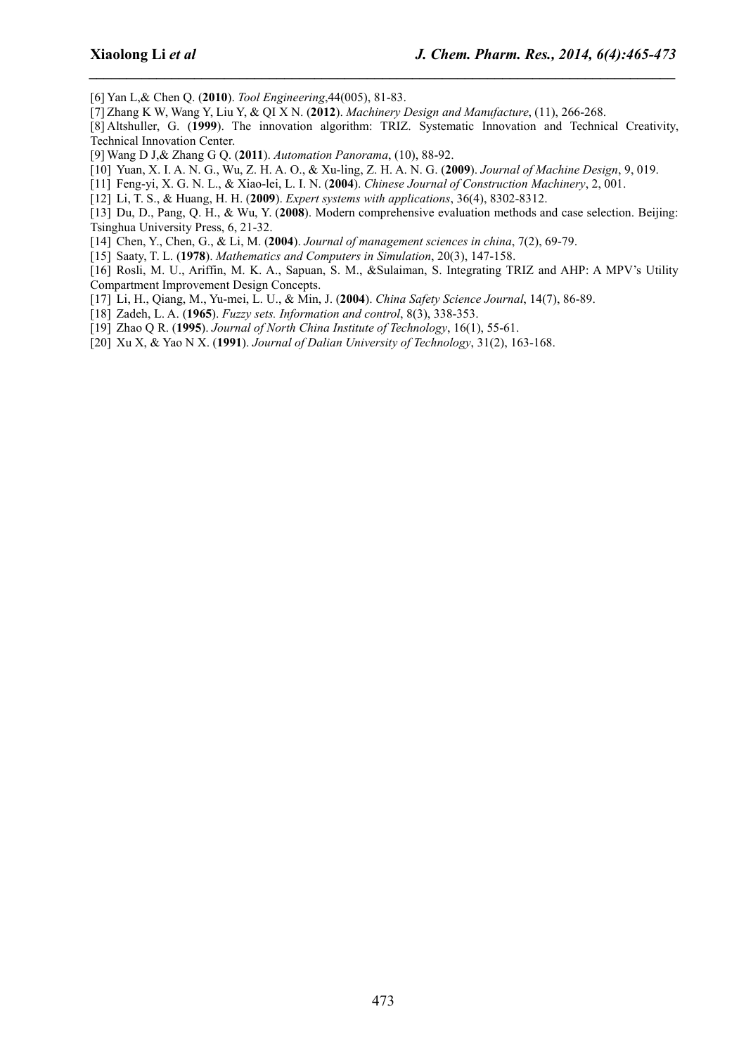[6] Yan L,& Chen Q. (**2010**). *Tool Engineering*,44(005), 81-83.

[7] Zhang K W, Wang Y, Liu Y, & QI X N. (**2012**). *Machinery Design and Manufacture*, (11), 266-268.

[8] Altshuller, G. (**1999**). The innovation algorithm: TRIZ. Systematic Innovation and Technical Creativity, Technical Innovation Center.

[9] Wang D J,& Zhang G Q. (**2011**). *Automation Panorama*, (10), 88-92.

[10] Yuan, X. I. A. N. G., Wu, Z. H. A. O., & Xu-ling, Z. H. A. N. G. (**2009**). *Journal of Machine Design*, 9, 019.

[11] Feng-yi, X. G. N. L., & Xiao-lei, L. I. N. (**2004**). *Chinese Journal of Construction Machinery*, 2, 001.

[12] Li, T. S., & Huang, H. H. (**2009**). *Expert systems with applications*, 36(4), 8302-8312.

[13] Du, D., Pang, Q. H., & Wu, Y. (**2008**). Modern comprehensive evaluation methods and case selection. Beijing: Tsinghua University Press, 6, 21-32.

[14] Chen, Y., Chen, G., & Li, M. (**2004**). *Journal of management sciences in china*, 7(2), 69-79.

[15] Saaty, T. L. (**1978**). *Mathematics and Computers in Simulation*, 20(3), 147-158.

[16] Rosli, M. U., Ariffin, M. K. A., Sapuan, S. M., &Sulaiman, S. Integrating TRIZ and AHP: A MPV's Utility Compartment Improvement Design Concepts.

[17] Li, H., Qiang, M., Yu-mei, L. U., & Min, J. (**2004**). *China Safety Science Journal*, 14(7), 86-89.

[18] Zadeh, L. A. (**1965**). *Fuzzy sets. Information and control*, 8(3), 338-353.

[19] Zhao Q R. (**1995**). *Journal of North China Institute of Technology*, 16(1), 55-61.

[20] Xu X, & Yao N X. (**1991**). *Journal of Dalian University of Technology*, 31(2), 163-168.